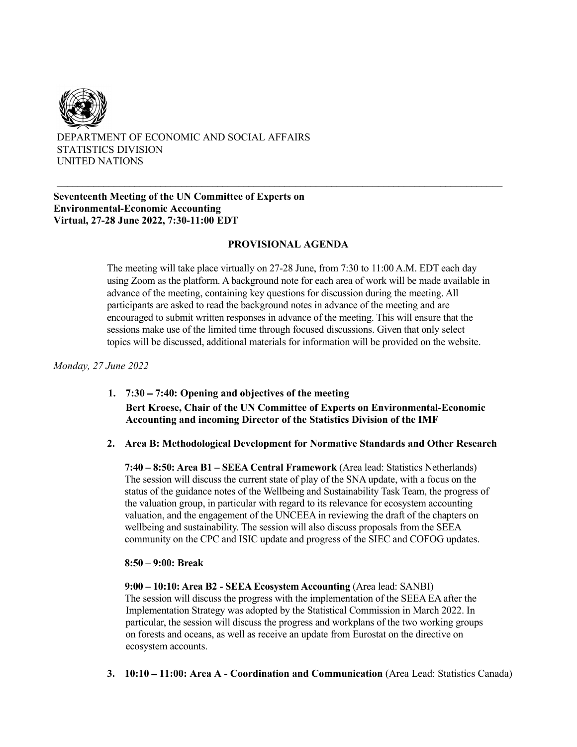DEPARTMENT OF ECONOMIC AND SOCIAL AFFAIRS
STATISTICS DIVISION
UNITED NATIONS

---

**Seventeenth Meeting of the UN Committee of Experts on Environmental-Economic Accounting**
**Virtual, 27-28 June 2022, 7:30-11:00 EDT**

## PROVISIONAL AGENDA

The meeting will take place virtually on 27-28 June, from 7:30 to 11:00 A.M. EDT each day using Zoom as the platform. A background note for each area of work will be made available in advance of the meeting, containing key questions for discussion during the meeting. All participants are asked to read the background notes in advance of the meeting and are encouraged to submit written responses in advance of the meeting. This will ensure that the sessions make use of the limited time through focused discussions. Given that only select topics will be discussed, additional materials for information will be provided on the website.

*Monday, 27 June 2022*

1. **7:30 – 7:40: Opening and objectives of the meeting**
   **Bert Kroese, Chair of the UN Committee of Experts on Environmental-Economic Accounting and incoming Director of the Statistics Division of the IMF**

2. **Area B: Methodological Development for Normative Standards and Other Research**

   **7:40 – 8:50: Area B1 – SEEA Central Framework** (Area lead: Statistics Netherlands)
   The session will discuss the current state of play of the SNA update, with a focus on the status of the guidance notes of the Wellbeing and Sustainability Task Team, the progress of the valuation group, in particular with regard to its relevance for ecosystem accounting valuation, and the engagement of the UNCEEA in reviewing the draft of the chapters on wellbeing and sustainability. The session will also discuss proposals from the SEEA community on the CPC and ISIC update and progress of the SIEC and COFOG updates.

   **8:50 – 9:00: Break**

   **9:00 – 10:10: Area B2 - SEEA Ecosystem Accounting** (Area lead: SANBI)
   The session will discuss the progress with the implementation of the SEEA EA after the Implementation Strategy was adopted by the Statistical Commission in March 2022. In particular, the session will discuss the progress and workplans of the two working groups on forests and oceans, as well as receive an update from Eurostat on the directive on ecosystem accounts.

3. **10:10 – 11:00: Area A - Coordination and Communication** (Area Lead: Statistics Canada)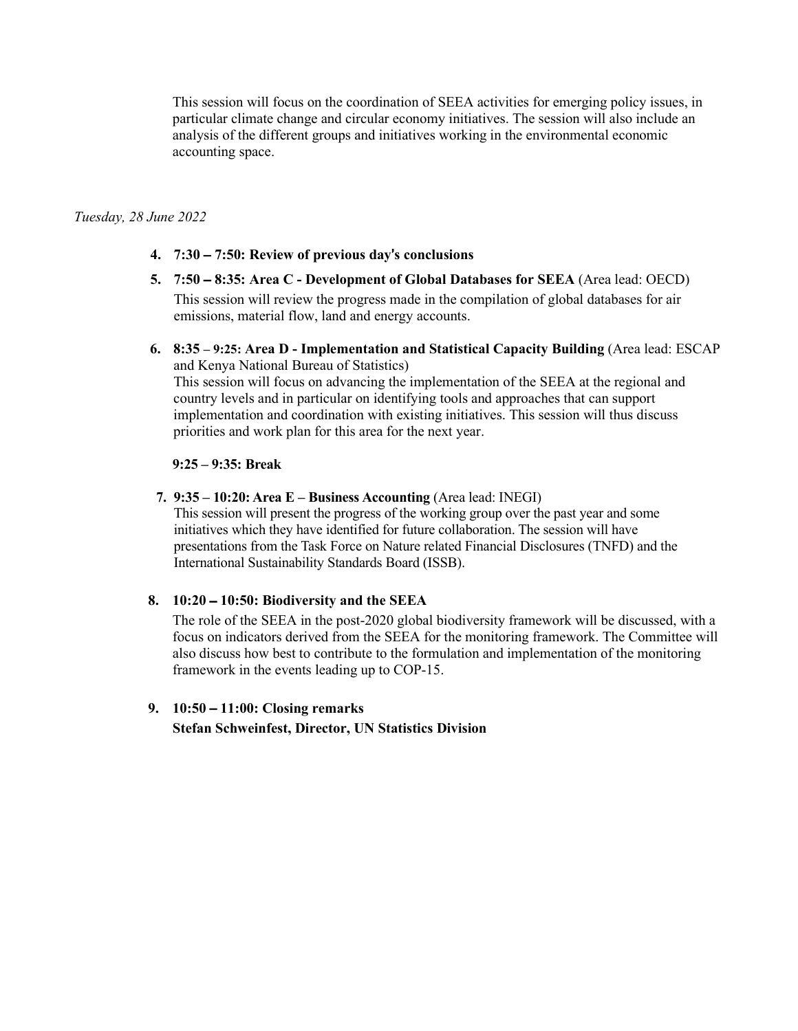This session will focus on the coordination of SEEA activities for emerging policy issues, in particular climate change and circular economy initiatives. The session will also include an analysis of the different groups and initiatives working in the environmental economic accounting space.

*Tuesday, 28 June 2022*

4. **7:30 – 7:50: Review of previous day's conclusions**

5. **7:50 – 8:35: Area C - Development of Global Databases for SEEA** (Area lead: OECD)
   This session will review the progress made in the compilation of global databases for air emissions, material flow, land and energy accounts.

6. **8:35 – 9:25: Area D - Implementation and Statistical Capacity Building** (Area lead: ESCAP and Kenya National Bureau of Statistics)
   This session will focus on advancing the implementation of the SEEA at the regional and country levels and in particular on identifying tools and approaches that can support implementation and coordination with existing initiatives. This session will thus discuss priorities and work plan for this area for the next year.

   **9:25 – 9:35: Break**

7. **9:35 – 10:20: Area E – Business Accounting** (Area lead: INEGI)
   This session will present the progress of the working group over the past year and some initiatives which they have identified for future collaboration. The session will have presentations from the Task Force on Nature related Financial Disclosures (TNFD) and the International Sustainability Standards Board (ISSB).

8. **10:20 – 10:50: Biodiversity and the SEEA**
   The role of the SEEA in the post-2020 global biodiversity framework will be discussed, with a focus on indicators derived from the SEEA for the monitoring framework. The Committee will also discuss how best to contribute to the formulation and implementation of the monitoring framework in the events leading up to COP-15.

9. **10:50 – 11:00: Closing remarks**
   **Stefan Schweinfest, Director, UN Statistics Division**